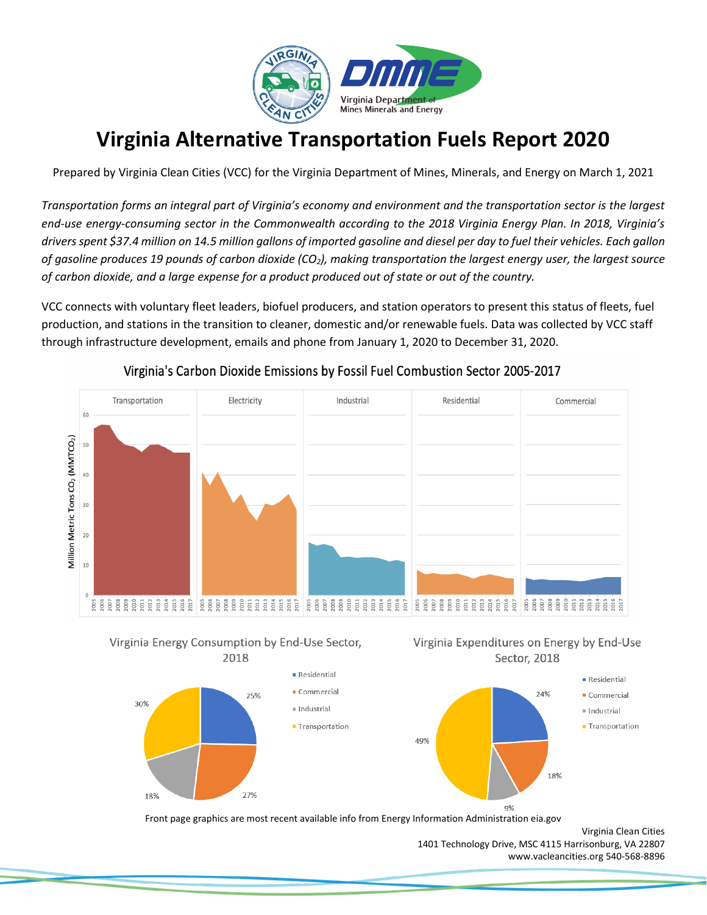# Virginia Alternative Transportation Fuels Report 2020

Prepared by Virginia Clean Cities (VCC) for the Virginia Department of Mines, Minerals, and Energy on March 1, 2021

*Transportation forms an integral part of Virginia's economy and environment and the transportation sector is the largest end-use energy-consuming sector in the Commonwealth according to the 2018 Virginia Energy Plan. In 2018, Virginia's drivers spent $37.4 million on 14.5 million gallons of imported gasoline and diesel per day to fuel their vehicles. Each gallon of gasoline produces 19 pounds of carbon dioxide ($CO_2$), making transportation the largest energy user, the largest source of carbon dioxide, and a large expense for a product produced out of state or out of the country.*

VCC connects with voluntary fleet leaders, biofuel producers, and station operators to present this status of fleets, fuel production, and stations in the transition to cleaner, domestic and/or renewable fuels. Data was collected by VCC staff through infrastructure development, emails and phone from January 1, 2020 to December 31, 2020.

Virginia's Carbon Dioxide Emissions by Fossil Fuel Combustion Sector 2005-2017

Virginia Energy Consumption by End-Use Sector, 2018

| Sector | Share |
|---|---|
| Residential | 25% |
| Commercial | 27% |
| Industrial | 18% |
| Transportation | 30% |

Virginia Expenditures on Energy by End-Use Sector, 2018

| Sector | Share |
|---|---|
| Residential | 24% |
| Commercial | 18% |
| Industrial | 9% |
| Transportation | 49% |

Front page graphics are most recent available info from Energy Information Administration eia.gov

Virginia Clean Cities
1401 Technology Drive, MSC 4115 Harrisonburg, VA 22807
www.vacleancities.org 540-568-8896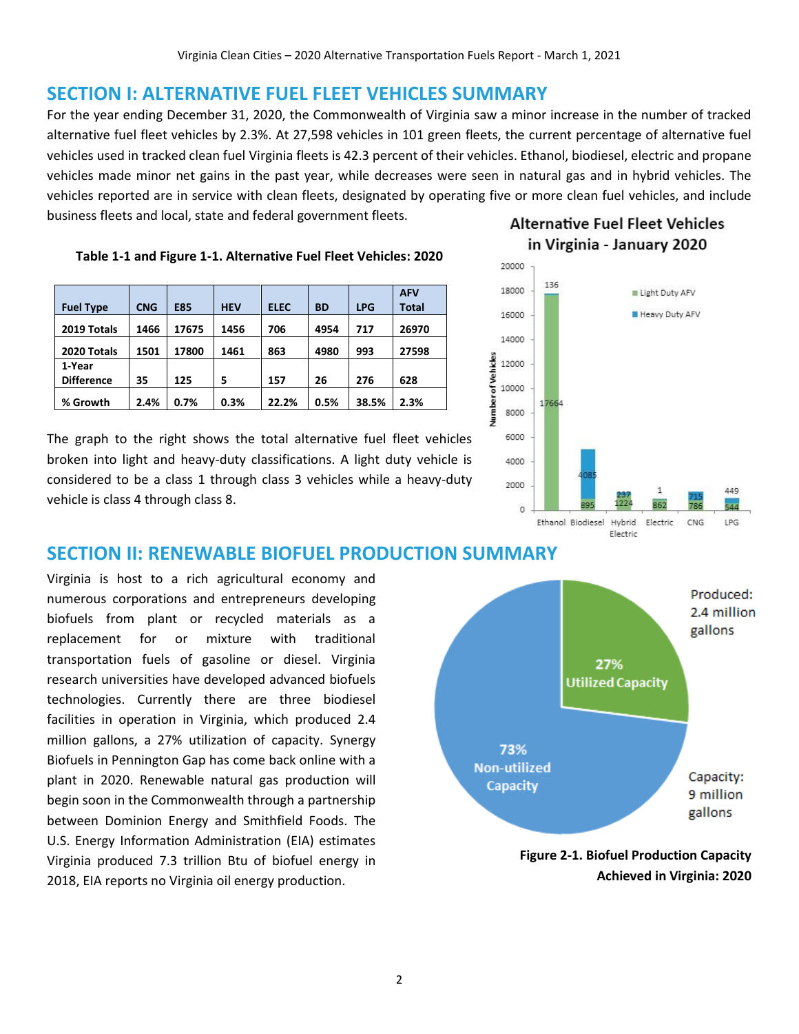## SECTION I: ALTERNATIVE FUEL FLEET VEHICLES SUMMARY

For the year ending December 31, 2020, the Commonwealth of Virginia saw a minor increase in the number of tracked alternative fuel fleet vehicles by 2.3%. At 27,598 vehicles in 101 green fleets, the current percentage of alternative fuel vehicles used in tracked clean fuel Virginia fleets is 42.3 percent of their vehicles. Ethanol, biodiesel, electric and propane vehicles made minor net gains in the past year, while decreases were seen in natural gas and in hybrid vehicles. The vehicles reported are in service with clean fleets, designated by operating five or more clean fuel vehicles, and include business fleets and local, state and federal government fleets.

**Table 1-1 and Figure 1-1. Alternative Fuel Fleet Vehicles: 2020**

| Fuel Type | CNG | E85 | HEV | ELEC | BD | LPG | AFV Total |
|---|---|---|---|---|---|---|---|
| 2019 Totals | 1466 | 17675 | 1456 | 706 | 4954 | 717 | 26970 |
| 2020 Totals | 1501 | 17800 | 1461 | 863 | 4980 | 993 | 27598 |
| 1-Year Difference | 35 | 125 | 5 | 157 | 26 | 276 | 628 |
| % Growth | 2.4% | 0.7% | 0.3% | 22.2% | 0.5% | 38.5% | 2.3% |

The graph to the right shows the total alternative fuel fleet vehicles broken into light and heavy-duty classifications. A light duty vehicle is considered to be a class 1 through class 3 vehicles while a heavy-duty vehicle is class 4 through class 8.

**Alternative Fuel Fleet Vehicles in Virginia - January 2020**

| | Ethanol | Biodiesel | Hybrid Electric | Electric | CNG | LPG |
|---|---|---|---|---|---|---|
| Light Duty AFV | 17664 | 895 | 1224 | 862 | 786 | 544 |
| Heavy Duty AFV | 136 | 4085 | 237 | 1 | 715 | 449 |

## SECTION II: RENEWABLE BIOFUEL PRODUCTION SUMMARY

Virginia is host to a rich agricultural economy and numerous corporations and entrepreneurs developing biofuels from plant or recycled materials as a replacement for or mixture with traditional transportation fuels of gasoline or diesel. Virginia research universities have developed advanced biofuels technologies. Currently there are three biodiesel facilities in operation in Virginia, which produced 2.4 million gallons, a 27% utilization of capacity. Synergy Biofuels in Pennington Gap has come back online with a plant in 2020. Renewable natural gas production will begin soon in the Commonwealth through a partnership between Dominion Energy and Smithfield Foods. The U.S. Energy Information Administration (EIA) estimates Virginia produced 7.3 trillion Btu of biofuel energy in 2018, EIA reports no Virginia oil energy production.

Produced: 2.4 million gallons — 27% Utilized Capacity

Capacity: 9 million gallons — 73% Non-utilized Capacity

**Figure 2-1. Biofuel Production Capacity Achieved in Virginia: 2020**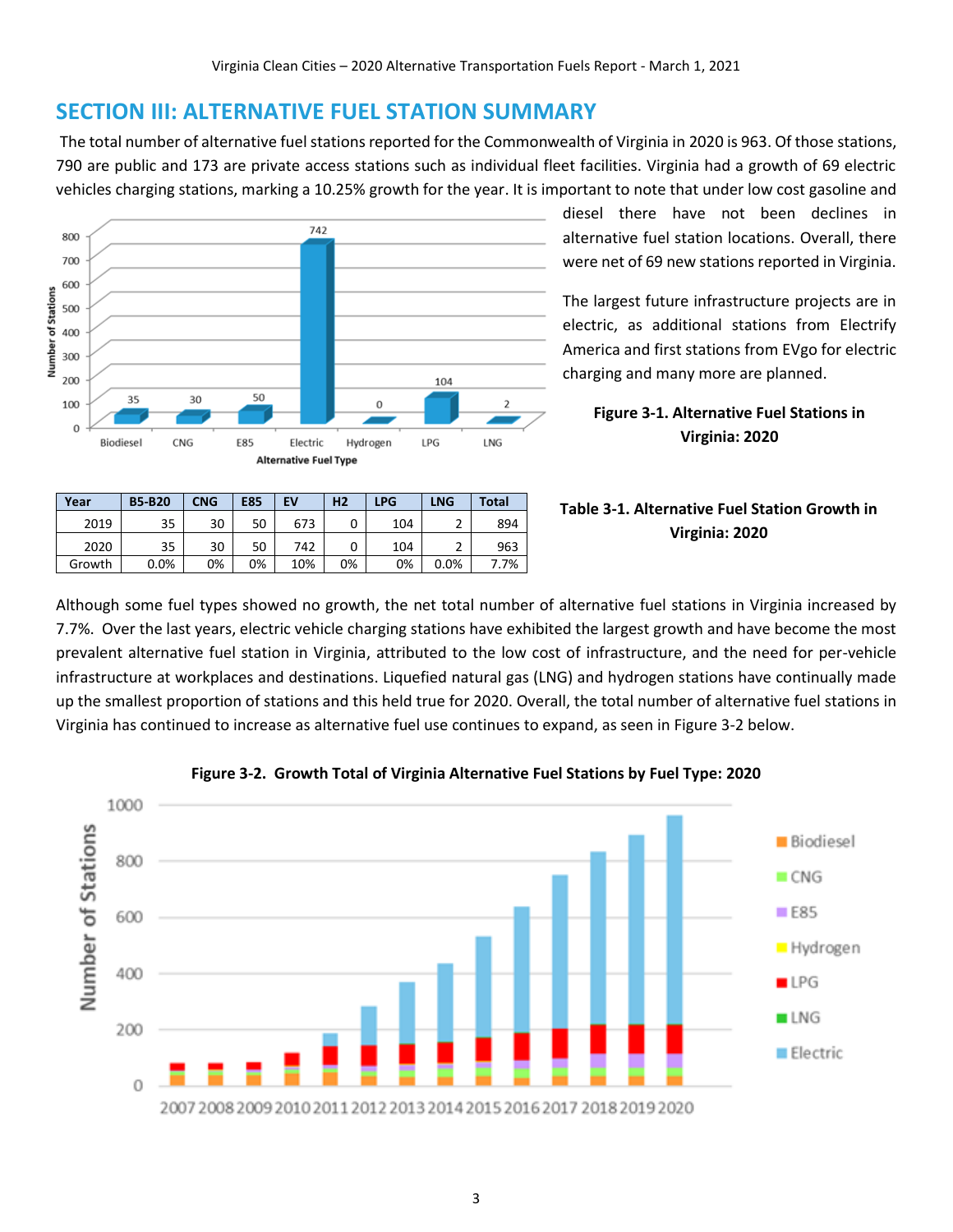## SECTION III: ALTERNATIVE FUEL STATION SUMMARY

The total number of alternative fuel stations reported for the Commonwealth of Virginia in 2020 is 963. Of those stations, 790 are public and 173 are private access stations such as individual fleet facilities. Virginia had a growth of 69 electric vehicles charging stations, marking a 10.25% growth for the year. It is important to note that under low cost gasoline and diesel there have not been declines in alternative fuel station locations. Overall, there were net of 69 new stations reported in Virginia.

The largest future infrastructure projects are in electric, as additional stations from Electrify America and first stations from EVgo for electric charging and many more are planned.

**Figure 3-1. Alternative Fuel Stations in Virginia: 2020**

**Table 3-1. Alternative Fuel Station Growth in Virginia: 2020**

| Year | B5-B20 | CNG | E85 | EV | H2 | LPG | LNG | Total |
|---|---|---|---|---|---|---|---|---|
| 2019 | 35 | 30 | 50 | 673 | 0 | 104 | 2 | 894 |
| 2020 | 35 | 30 | 50 | 742 | 0 | 104 | 2 | 963 |
| Growth | 0.0% | 0% | 0% | 10% | 0% | 0% | 0.0% | 7.7% |

Although some fuel types showed no growth, the net total number of alternative fuel stations in Virginia increased by 7.7%. Over the last years, electric vehicle charging stations have exhibited the largest growth and have become the most prevalent alternative fuel station in Virginia, attributed to the low cost of infrastructure, and the need for per-vehicle infrastructure at workplaces and destinations. Liquefied natural gas (LNG) and hydrogen stations have continually made up the smallest proportion of stations and this held true for 2020. Overall, the total number of alternative fuel stations in Virginia has continued to increase as alternative fuel use continues to expand, as seen in Figure 3-2 below.

**Figure 3-2. Growth Total of Virginia Alternative Fuel Stations by Fuel Type: 2020**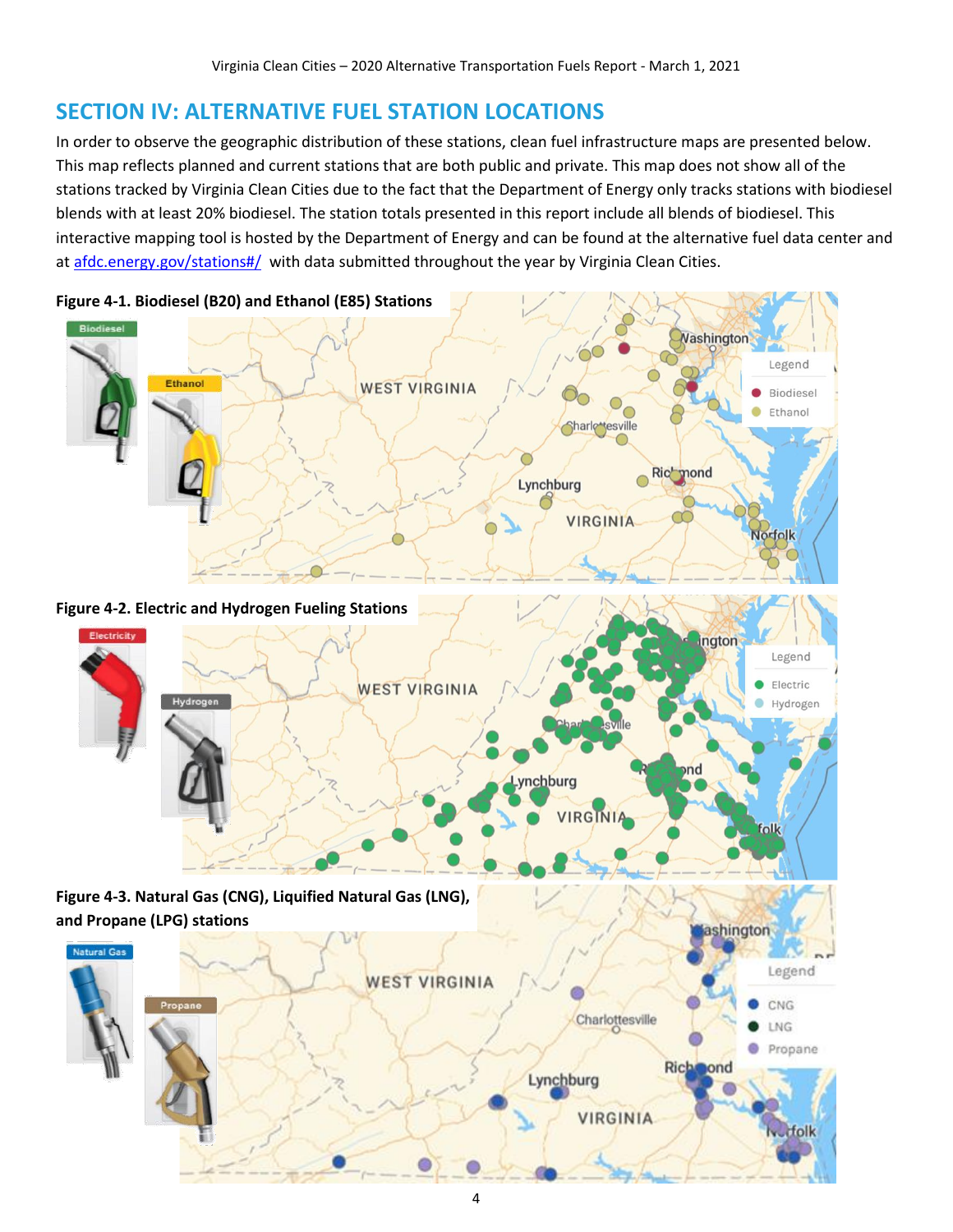## SECTION IV: ALTERNATIVE FUEL STATION LOCATIONS

In order to observe the geographic distribution of these stations, clean fuel infrastructure maps are presented below. This map reflects planned and current stations that are both public and private. This map does not show all of the stations tracked by Virginia Clean Cities due to the fact that the Department of Energy only tracks stations with biodiesel blends with at least 20% biodiesel. The station totals presented in this report include all blends of biodiesel. This interactive mapping tool is hosted by the Department of Energy and can be found at the alternative fuel data center and at afdc.energy.gov/stations#/ with data submitted throughout the year by Virginia Clean Cities.

**Figure 4-1. Biodiesel (B20) and Ethanol (E85) Stations**

Biodiesel
Ethanol
Legend
Biodiesel
Ethanol
WEST VIRGINIA
Washington
Charlottesville
Richmond
Lynchburg
VIRGINIA
Norfolk

**Figure 4-2. Electric and Hydrogen Fueling Stations**

Electricity
Hydrogen
Legend
Electric
Hydrogen
WEST VIRGINIA
Washington
Charlottesville
Richmond
Lynchburg
VIRGINIA
Norfolk

**Figure 4-3. Natural Gas (CNG), Liquified Natural Gas (LNG), and Propane (LPG) stations**

Natural Gas
Propane
Legend
CNG
LNG
Propane
WEST VIRGINIA
Washington
Charlottesville
Richmond
Lynchburg
VIRGINIA
Norfolk